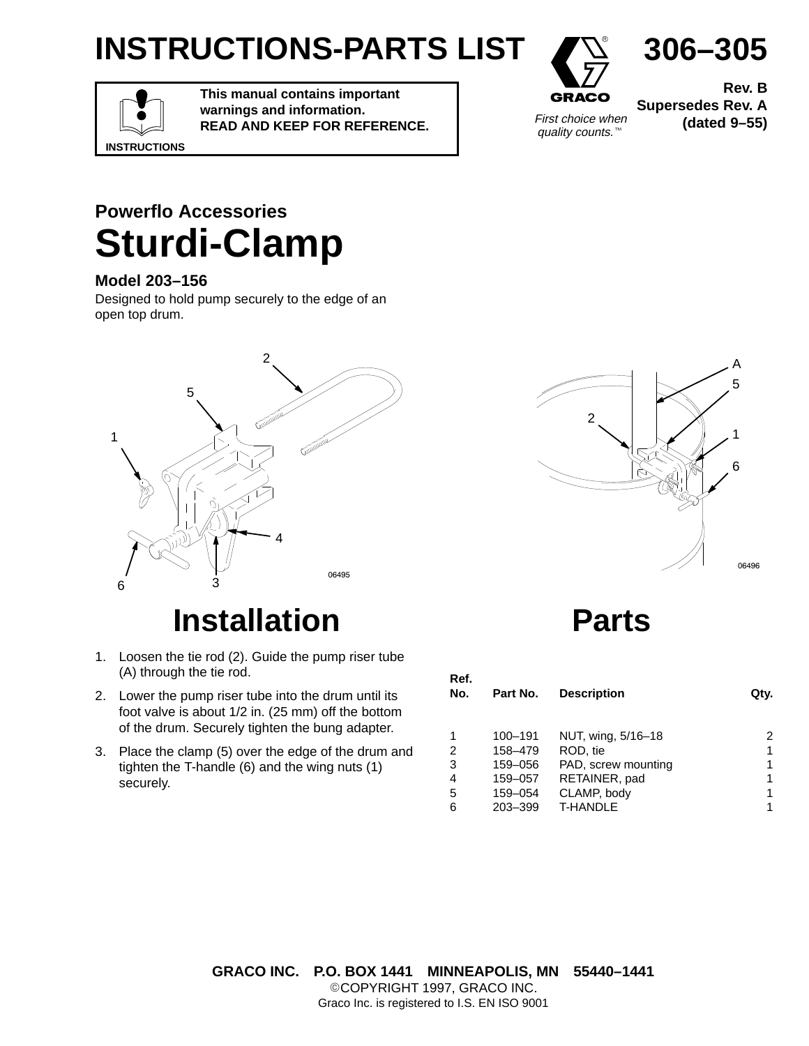# INSTRUCTIONS-PARTS LIST

**306–305**

**Rev. B**
**Supersedes Rev. A (dated 9–55)**

**This manual contains important warnings and information.**
**READ AND KEEP FOR REFERENCE.**

INSTRUCTIONS

GRACO

*First choice when quality counts.™*

### Powerflo Accessories

# Sturdi-Clamp

### Model 203–156

Designed to hold pump securely to the edge of an open top drum.

06495

06496

## Installation

1. Loosen the tie rod (2). Guide the pump riser tube (A) through the tie rod.
2. Lower the pump riser tube into the drum until its foot valve is about 1/2 in. (25 mm) off the bottom of the drum. Securely tighten the bung adapter.
3. Place the clamp (5) over the edge of the drum and tighten the T-handle (6) and the wing nuts (1) securely.

## Parts

| Ref. No. | Part No. | Description | Qty. |
|---|---|---|---|
| 1 | 100–191 | NUT, wing, 5/16–18 | 2 |
| 2 | 158–479 | ROD, tie | 1 |
| 3 | 159–056 | PAD, screw mounting | 1 |
| 4 | 159–057 | RETAINER, pad | 1 |
| 5 | 159–054 | CLAMP, body | 1 |
| 6 | 203–399 | T-HANDLE | 1 |

**GRACO INC. P.O. BOX 1441 MINNEAPOLIS, MN 55440–1441**
©COPYRIGHT 1997, GRACO INC.
Graco Inc. is registered to I.S. EN ISO 9001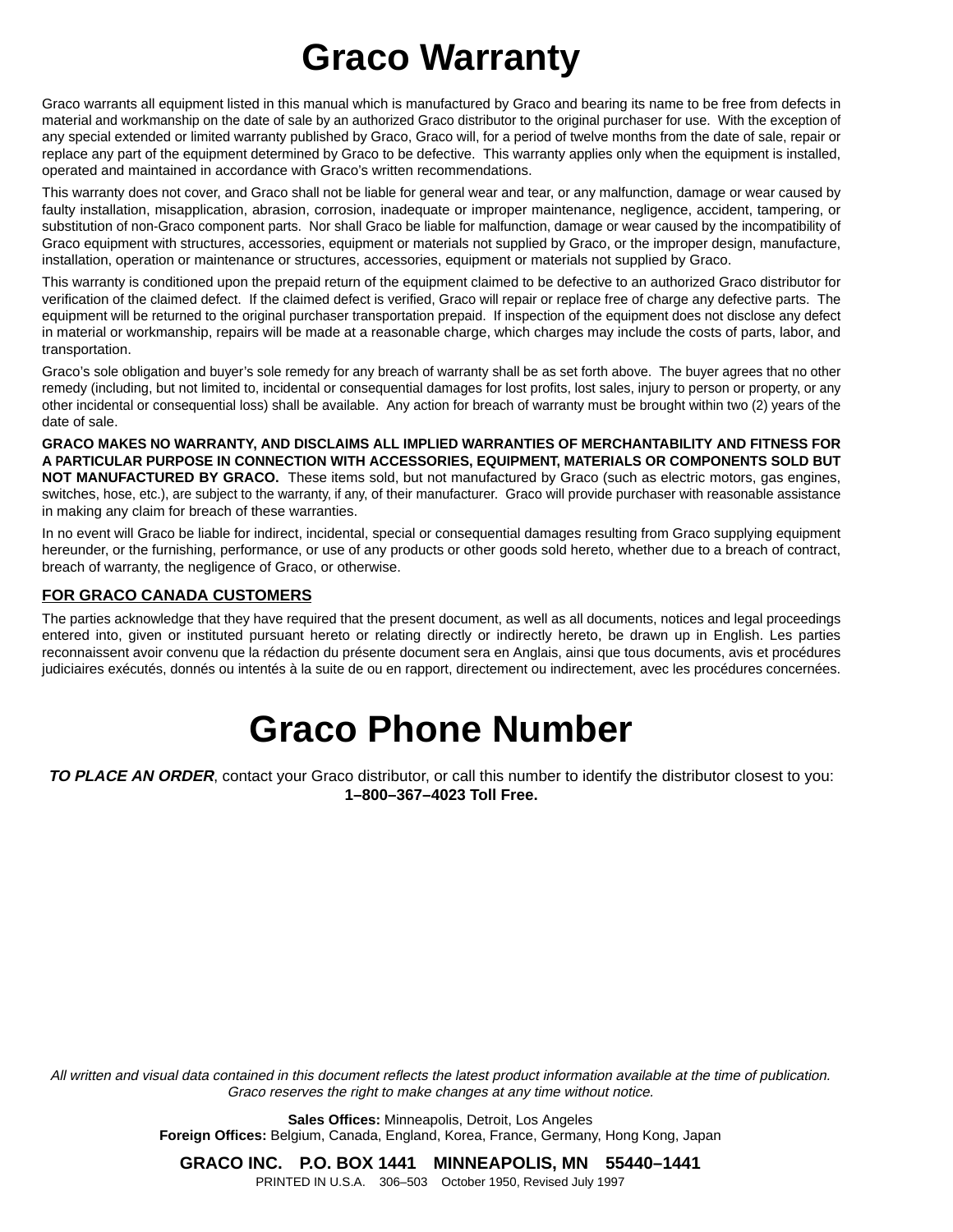# Graco Warranty

Graco warrants all equipment listed in this manual which is manufactured by Graco and bearing its name to be free from defects in material and workmanship on the date of sale by an authorized Graco distributor to the original purchaser for use. With the exception of any special extended or limited warranty published by Graco, Graco will, for a period of twelve months from the date of sale, repair or replace any part of the equipment determined by Graco to be defective. This warranty applies only when the equipment is installed, operated and maintained in accordance with Graco's written recommendations.

This warranty does not cover, and Graco shall not be liable for general wear and tear, or any malfunction, damage or wear caused by faulty installation, misapplication, abrasion, corrosion, inadequate or improper maintenance, negligence, accident, tampering, or substitution of non-Graco component parts. Nor shall Graco be liable for malfunction, damage or wear caused by the incompatibility of Graco equipment with structures, accessories, equipment or materials not supplied by Graco, or the improper design, manufacture, installation, operation or maintenance or structures, accessories, equipment or materials not supplied by Graco.

This warranty is conditioned upon the prepaid return of the equipment claimed to be defective to an authorized Graco distributor for verification of the claimed defect. If the claimed defect is verified, Graco will repair or replace free of charge any defective parts. The equipment will be returned to the original purchaser transportation prepaid. If inspection of the equipment does not disclose any defect in material or workmanship, repairs will be made at a reasonable charge, which charges may include the costs of parts, labor, and transportation.

Graco's sole obligation and buyer's sole remedy for any breach of warranty shall be as set forth above. The buyer agrees that no other remedy (including, but not limited to, incidental or consequential damages for lost profits, lost sales, injury to person or property, or any other incidental or consequential loss) shall be available. Any action for breach of warranty must be brought within two (2) years of the date of sale.

**GRACO MAKES NO WARRANTY, AND DISCLAIMS ALL IMPLIED WARRANTIES OF MERCHANTABILITY AND FITNESS FOR A PARTICULAR PURPOSE IN CONNECTION WITH ACCESSORIES, EQUIPMENT, MATERIALS OR COMPONENTS SOLD BUT NOT MANUFACTURED BY GRACO.** These items sold, but not manufactured by Graco (such as electric motors, gas engines, switches, hose, etc.), are subject to the warranty, if any, of their manufacturer. Graco will provide purchaser with reasonable assistance in making any claim for breach of these warranties.

In no event will Graco be liable for indirect, incidental, special or consequential damages resulting from Graco supplying equipment hereunder, or the furnishing, performance, or use of any products or other goods sold hereto, whether due to a breach of contract, breach of warranty, the negligence of Graco, or otherwise.

**FOR GRACO CANADA CUSTOMERS**

The parties acknowledge that they have required that the present document, as well as all documents, notices and legal proceedings entered into, given or instituted pursuant hereto or relating directly or indirectly hereto, be drawn up in English. Les parties reconnaissent avoir convenu que la rédaction du présente document sera en Anglais, ainsi que tous documents, avis et procédures judiciaires exécutés, donnés ou intentés à la suite de ou en rapport, directement ou indirectement, avec les procédures concernées.

# Graco Phone Number

***TO PLACE AN ORDER***, contact your Graco distributor, or call this number to identify the distributor closest to you:
**1–800–367–4023 Toll Free.**

*All written and visual data contained in this document reflects the latest product information available at the time of publication. Graco reserves the right to make changes at any time without notice.*

**Sales Offices:** Minneapolis, Detroit, Los Angeles
**Foreign Offices:** Belgium, Canada, England, Korea, France, Germany, Hong Kong, Japan

**GRACO INC. P.O. BOX 1441 MINNEAPOLIS, MN 55440–1441**
PRINTED IN U.S.A. 306–503 October 1950, Revised July 1997